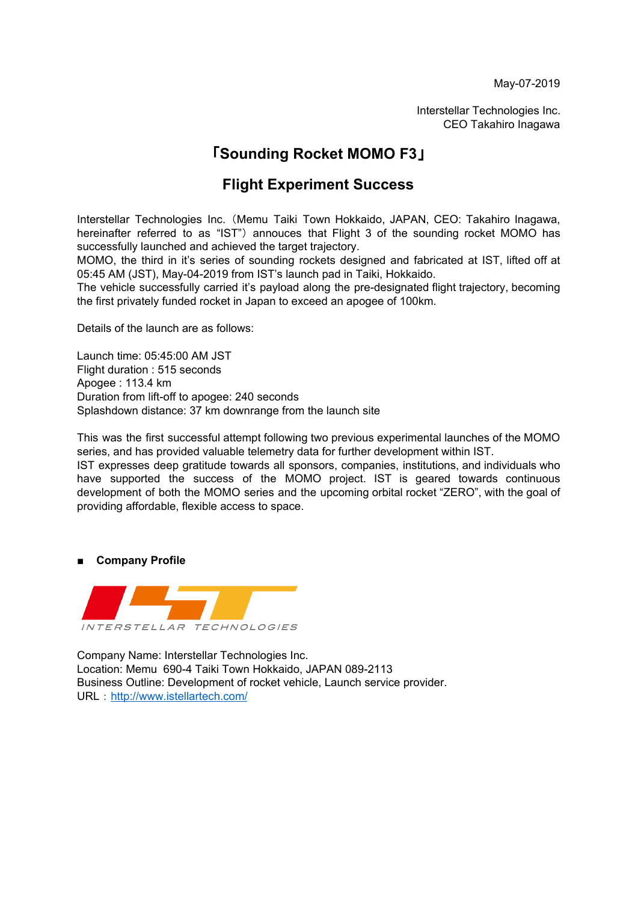May-07-2019

Interstellar Technologies Inc.
CEO Takahiro Inagawa

# 「Sounding Rocket MOMO F3」

## Flight Experiment Success

Interstellar Technologies Inc.（Memu Taiki Town Hokkaido, JAPAN, CEO: Takahiro Inagawa, hereinafter referred to as “IST”）annouces that Flight 3 of the sounding rocket MOMO has successfully launched and achieved the target trajectory.
MOMO, the third in it’s series of sounding rockets designed and fabricated at IST, lifted off at 05:45 AM (JST), May-04-2019 from IST’s launch pad in Taiki, Hokkaido.
The vehicle successfully carried it’s payload along the pre-designated flight trajectory, becoming the first privately funded rocket in Japan to exceed an apogee of 100km.

Details of the launch are as follows:

Launch time: 05:45:00 AM JST
Flight duration : 515 seconds
Apogee : 113.4 km
Duration from lift-off to apogee: 240 seconds
Splashdown distance: 37 km downrange from the launch site

This was the first successful attempt following two previous experimental launches of the MOMO series, and has provided valuable telemetry data for further development within IST.
IST expresses deep gratitude towards all sponsors, companies, institutions, and individuals who have supported the success of the MOMO project. IST is geared towards continuous development of both the MOMO series and the upcoming orbital rocket “ZERO”, with the goal of providing affordable, flexible access to space.

■ **Company Profile**

INTERSTELLAR TECHNOLOGIES

Company Name: Interstellar Technologies Inc.
Location: Memu 690-4 Taiki Town Hokkaido, JAPAN 089-2113
Business Outline: Development of rocket vehicle, Launch service provider.
URL：http://www.istellartech.com/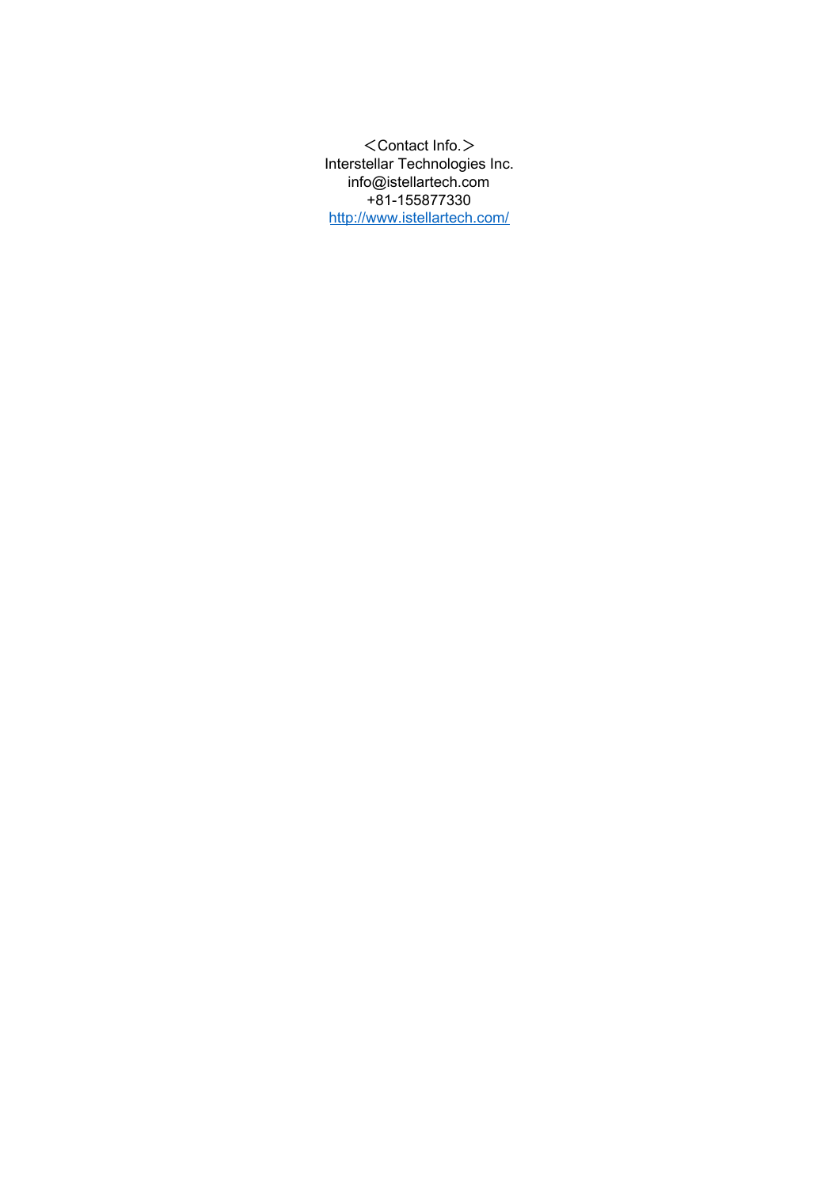＜Contact Info.＞

Interstellar Technologies Inc.

info@istellartech.com

+81-155877330

http://www.istellartech.com/